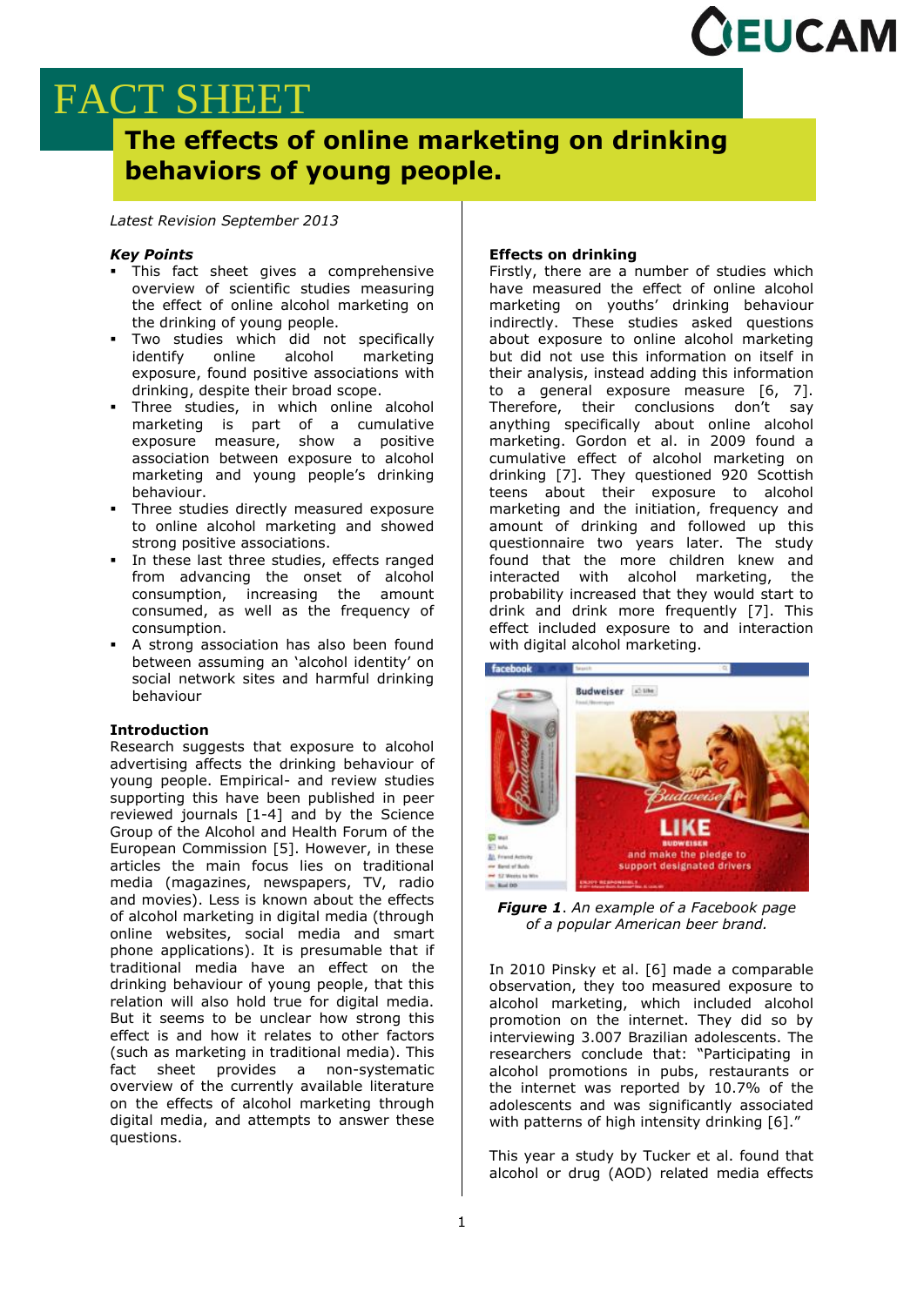# FACT SHEET

## The effects of online marketing on drinking behaviors of young people.

*Latest Revision September 2013*

### *Key Points*

- This fact sheet gives a comprehensive overview of scientific studies measuring the effect of online alcohol marketing on the drinking of young people.
- Two studies which did not specifically identify online alcohol marketing exposure, found positive associations with drinking, despite their broad scope.
- Three studies, in which online alcohol marketing is part of a cumulative exposure measure, show a positive association between exposure to alcohol marketing and young people's drinking behaviour.
- Three studies directly measured exposure to online alcohol marketing and showed strong positive associations.
- In these last three studies, effects ranged from advancing the onset of alcohol consumption, increasing the amount consumed, as well as the frequency of consumption.
- A strong association has also been found between assuming an 'alcohol identity' on social network sites and harmful drinking behaviour

### Introduction

Research suggests that exposure to alcohol advertising affects the drinking behaviour of young people. Empirical- and review studies supporting this have been published in peer reviewed journals [1-4] and by the Science Group of the Alcohol and Health Forum of the European Commission [5]. However, in these articles the main focus lies on traditional media (magazines, newspapers, TV, radio and movies). Less is known about the effects of alcohol marketing in digital media (through online websites, social media and smart phone applications). It is presumable that if traditional media have an effect on the drinking behaviour of young people, that this relation will also hold true for digital media. But it seems to be unclear how strong this effect is and how it relates to other factors (such as marketing in traditional media). This fact sheet provides a non-systematic overview of the currently available literature on the effects of alcohol marketing through digital media, and attempts to answer these questions.

### Effects on drinking

Firstly, there are a number of studies which have measured the effect of online alcohol marketing on youths' drinking behaviour indirectly. These studies asked questions about exposure to online alcohol marketing but did not use this information on itself in their analysis, instead adding this information to a general exposure measure [6, 7]. Therefore, their conclusions don't say anything specifically about online alcohol marketing. Gordon et al. in 2009 found a cumulative effect of alcohol marketing on drinking [7]. They questioned 920 Scottish teens about their exposure to alcohol marketing and the initiation, frequency and amount of drinking and followed up this questionnaire two years later. The study found that the more children knew and interacted with alcohol marketing, the probability increased that they would start to drink and drink more frequently [7]. This effect included exposure to and interaction with digital alcohol marketing.

***Figure 1**. An example of a Facebook page of a popular American beer brand.*

In 2010 Pinsky et al. [6] made a comparable observation, they too measured exposure to alcohol marketing, which included alcohol promotion on the internet. They did so by interviewing 3.007 Brazilian adolescents. The researchers conclude that: "Participating in alcohol promotions in pubs, restaurants or the internet was reported by 10.7% of the adolescents and was significantly associated with patterns of high intensity drinking [6]."

This year a study by Tucker et al. found that alcohol or drug (AOD) related media effects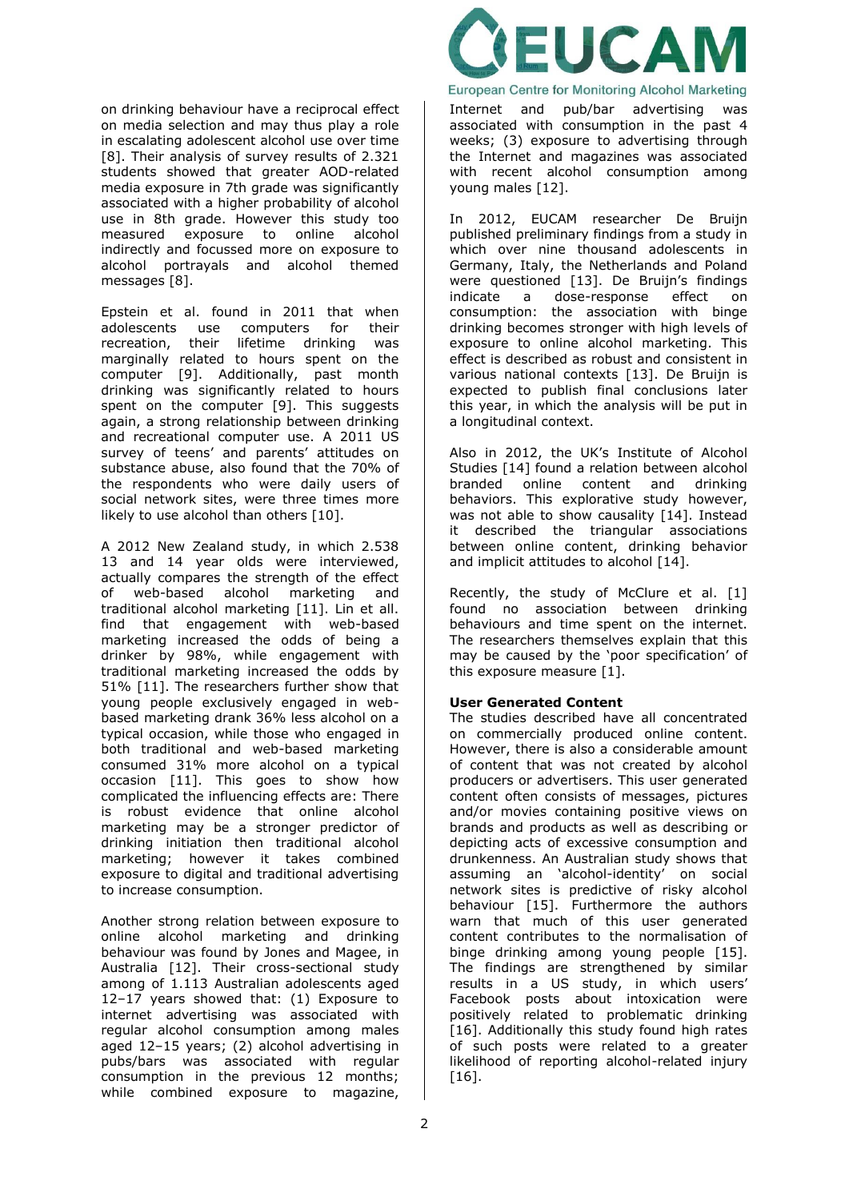on drinking behaviour have a reciprocal effect on media selection and may thus play a role in escalating adolescent alcohol use over time [8]. Their analysis of survey results of 2.321 students showed that greater AOD-related media exposure in 7th grade was significantly associated with a higher probability of alcohol use in 8th grade. However this study too measured exposure to online alcohol indirectly and focussed more on exposure to alcohol portrayals and alcohol themed messages [8].

Epstein et al. found in 2011 that when adolescents use computers for their recreation, their lifetime drinking was marginally related to hours spent on the computer [9]. Additionally, past month drinking was significantly related to hours spent on the computer [9]. This suggests again, a strong relationship between drinking and recreational computer use. A 2011 US survey of teens' and parents' attitudes on substance abuse, also found that the 70% of the respondents who were daily users of social network sites, were three times more likely to use alcohol than others [10].

A 2012 New Zealand study, in which 2.538 13 and 14 year olds were interviewed, actually compares the strength of the effect of web-based alcohol marketing and traditional alcohol marketing [11]. Lin et all. find that engagement with web-based marketing increased the odds of being a drinker by 98%, while engagement with traditional marketing increased the odds by 51% [11]. The researchers further show that young people exclusively engaged in web-based marketing drank 36% less alcohol on a typical occasion, while those who engaged in both traditional and web-based marketing consumed 31% more alcohol on a typical occasion [11]. This goes to show how complicated the influencing effects are: There is robust evidence that online alcohol marketing may be a stronger predictor of drinking initiation then traditional alcohol marketing; however it takes combined exposure to digital and traditional advertising to increase consumption.

Another strong relation between exposure to online alcohol marketing and drinking behaviour was found by Jones and Magee, in Australia [12]. Their cross-sectional study among of 1.113 Australian adolescents aged 12–17 years showed that: (1) Exposure to internet advertising was associated with regular alcohol consumption among males aged 12–15 years; (2) alcohol advertising in pubs/bars was associated with regular consumption in the previous 12 months; while combined exposure to magazine, Internet and pub/bar advertising was associated with consumption in the past 4 weeks; (3) exposure to advertising through the Internet and magazines was associated with recent alcohol consumption among young males [12].

In 2012, EUCAM researcher De Bruijn published preliminary findings from a study in which over nine thousand adolescents in Germany, Italy, the Netherlands and Poland were questioned [13]. De Bruijn's findings indicate a dose-response effect on consumption: the association with binge drinking becomes stronger with high levels of exposure to online alcohol marketing. This effect is described as robust and consistent in various national contexts [13]. De Bruijn is expected to publish final conclusions later this year, in which the analysis will be put in a longitudinal context.

Also in 2012, the UK's Institute of Alcohol Studies [14] found a relation between alcohol branded online content and drinking behaviors. This explorative study however, was not able to show causality [14]. Instead it described the triangular associations between online content, drinking behavior and implicit attitudes to alcohol [14].

Recently, the study of McClure et al. [1] found no association between drinking behaviours and time spent on the internet. The researchers themselves explain that this may be caused by the 'poor specification' of this exposure measure [1].

**User Generated Content**

The studies described have all concentrated on commercially produced online content. However, there is also a considerable amount of content that was not created by alcohol producers or advertisers. This user generated content often consists of messages, pictures and/or movies containing positive views on brands and products as well as describing or depicting acts of excessive consumption and drunkenness. An Australian study shows that assuming an 'alcohol-identity' on social network sites is predictive of risky alcohol behaviour [15]. Furthermore the authors warn that much of this user generated content contributes to the normalisation of binge drinking among young people [15]. The findings are strengthened by similar results in a US study, in which users' Facebook posts about intoxication were positively related to problematic drinking [16]. Additionally this study found high rates of such posts were related to a greater likelihood of reporting alcohol-related injury [16].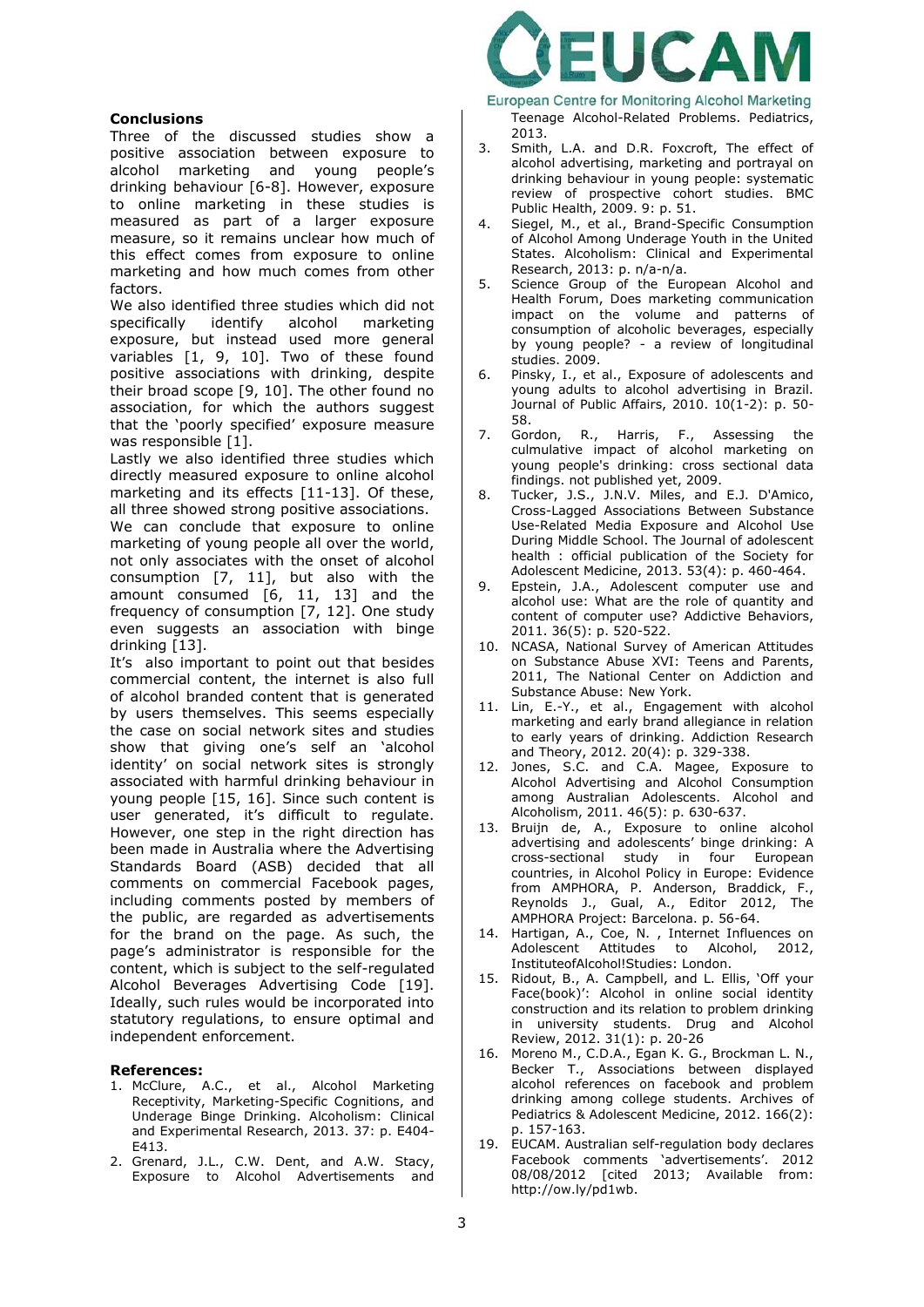### Conclusions

Three of the discussed studies show a positive association between exposure to alcohol marketing and young people's drinking behaviour [6-8]. However, exposure to online marketing in these studies is measured as part of a larger exposure measure, so it remains unclear how much of this effect comes from exposure to online marketing and how much comes from other factors.

We also identified three studies which did not specifically identify alcohol marketing exposure, but instead used more general variables [1, 9, 10]. Two of these found positive associations with drinking, despite their broad scope [9, 10]. The other found no association, for which the authors suggest that the 'poorly specified' exposure measure was responsible [1].

Lastly we also identified three studies which directly measured exposure to online alcohol marketing and its effects [11-13]. Of these, all three showed strong positive associations.

We can conclude that exposure to online marketing of young people all over the world, not only associates with the onset of alcohol consumption [7, 11], but also with the amount consumed [6, 11, 13] and the frequency of consumption [7, 12]. One study even suggests an association with binge drinking [13].

It's also important to point out that besides commercial content, the internet is also full of alcohol branded content that is generated by users themselves. This seems especially the case on social network sites and studies show that giving one's self an 'alcohol identity' on social network sites is strongly associated with harmful drinking behaviour in young people [15, 16]. Since such content is user generated, it's difficult to regulate. However, one step in the right direction has been made in Australia where the Advertising Standards Board (ASB) decided that all comments on commercial Facebook pages, including comments posted by members of the public, are regarded as advertisements for the brand on the page. As such, the page's administrator is responsible for the content, which is subject to the self-regulated Alcohol Beverages Advertising Code [19]. Ideally, such rules would be incorporated into statutory regulations, to ensure optimal and independent enforcement.

### References:

1. McClure, A.C., et al., Alcohol Marketing Receptivity, Marketing-Specific Cognitions, and Underage Binge Drinking. Alcoholism: Clinical and Experimental Research, 2013. 37: p. E404-E413.
2. Grenard, J.L., C.W. Dent, and A.W. Stacy, Exposure to Alcohol Advertisements and Teenage Alcohol-Related Problems. Pediatrics, 2013.
3. Smith, L.A. and D.R. Foxcroft, The effect of alcohol advertising, marketing and portrayal on drinking behaviour in young people: systematic review of prospective cohort studies. BMC Public Health, 2009. 9: p. 51.
4. Siegel, M., et al., Brand-Specific Consumption of Alcohol Among Underage Youth in the United States. Alcoholism: Clinical and Experimental Research, 2013: p. n/a-n/a.
5. Science Group of the European Alcohol and Health Forum, Does marketing communication impact on the volume and patterns of consumption of alcoholic beverages, especially by young people? - a review of longitudinal studies. 2009.
6. Pinsky, I., et al., Exposure of adolescents and young adults to alcohol advertising in Brazil. Journal of Public Affairs, 2010. 10(1-2): p. 50-58.
7. Gordon, R., Harris, F., Assessing the culmulative impact of alcohol marketing on young people's drinking: cross sectional data findings. not published yet, 2009.
8. Tucker, J.S., J.N.V. Miles, and E.J. D'Amico, Cross-Lagged Associations Between Substance Use-Related Media Exposure and Alcohol Use During Middle School. The Journal of adolescent health : official publication of the Society for Adolescent Medicine, 2013. 53(4): p. 460-464.
9. Epstein, J.A., Adolescent computer use and alcohol use: What are the role of quantity and content of computer use? Addictive Behaviors, 2011. 36(5): p. 520-522.
10. NCASA, National Survey of American Attitudes on Substance Abuse XVI: Teens and Parents, 2011, The National Center on Addiction and Substance Abuse: New York.
11. Lin, E.-Y., et al., Engagement with alcohol marketing and early brand allegiance in relation to early years of drinking. Addiction Research and Theory, 2012. 20(4): p. 329-338.
12. Jones, S.C. and C.A. Magee, Exposure to Alcohol Advertising and Alcohol Consumption among Australian Adolescents. Alcohol and Alcoholism, 2011. 46(5): p. 630-637.
13. Bruijn de, A., Exposure to online alcohol advertising and adolescents' binge drinking: A cross-sectional study in four European countries, in Alcohol Policy in Europe: Evidence from AMPHORA, P. Anderson, Braddick, F., Reynolds J., Gual, A., Editor 2012, The AMPHORA Project: Barcelona. p. 56-64.
14. Hartigan, A., Coe, N. , Internet Influences on Adolescent Attitudes to Alcohol, 2012, InstituteofAlcohol!Studies: London.
15. Ridout, B., A. Campbell, and L. Ellis, 'Off your Face(book)': Alcohol in online social identity construction and its relation to problem drinking in university students. Drug and Alcohol Review, 2012. 31(1): p. 20-26
16. Moreno M., C.D.A., Egan K. G., Brockman L. N., Becker T., Associations between displayed alcohol references on facebook and problem drinking among college students. Archives of Pediatrics & Adolescent Medicine, 2012. 166(2): p. 157-163.
19. EUCAM. Australian self-regulation body declares Facebook comments 'advertisements'. 2012 08/08/2012 [cited 2013; Available from: http://ow.ly/pd1wb.